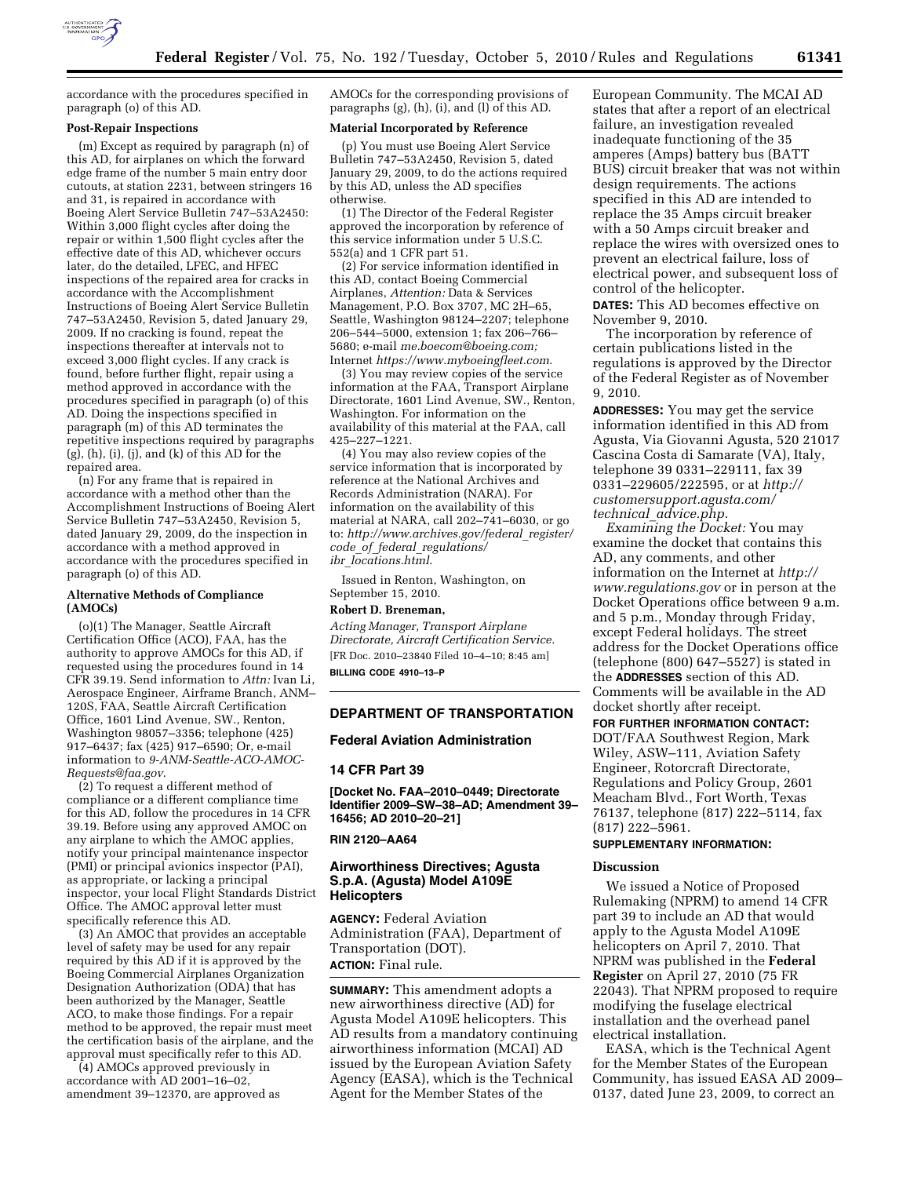accordance with the procedures specified in paragraph (o) of this AD.

**Post-Repair Inspections**

(m) Except as required by paragraph (n) of this AD, for airplanes on which the forward edge frame of the number 5 main entry door cutouts, at station 2231, between stringers 16 and 31, is repaired in accordance with Boeing Alert Service Bulletin 747–53A2450: Within 3,000 flight cycles after doing the repair or within 1,500 flight cycles after the effective date of this AD, whichever occurs later, do the detailed, LFEC, and HFEC inspections of the repaired area for cracks in accordance with the Accomplishment Instructions of Boeing Alert Service Bulletin 747–53A2450, Revision 5, dated January 29, 2009. If no cracking is found, repeat the inspections thereafter at intervals not to exceed 3,000 flight cycles. If any crack is found, before further flight, repair using a method approved in accordance with the procedures specified in paragraph (o) of this AD. Doing the inspections specified in paragraph (m) of this AD terminates the repetitive inspections required by paragraphs (g), (h), (i), (j), and (k) of this AD for the repaired area.

(n) For any frame that is repaired in accordance with a method other than the Accomplishment Instructions of Boeing Alert Service Bulletin 747–53A2450, Revision 5, dated January 29, 2009, do the inspection in accordance with a method approved in accordance with the procedures specified in paragraph (o) of this AD.

**Alternative Methods of Compliance (AMOCs)**

(o)(1) The Manager, Seattle Aircraft Certification Office (ACO), FAA, has the authority to approve AMOCs for this AD, if requested using the procedures found in 14 CFR 39.19. Send information to *Attn:* Ivan Li, Aerospace Engineer, Airframe Branch, ANM–120S, FAA, Seattle Aircraft Certification Office, 1601 Lind Avenue, SW., Renton, Washington 98057–3356; telephone (425) 917–6437; fax (425) 917–6590; Or, e-mail information to *9-ANM-Seattle-ACO-AMOC-Requests@faa.gov*.

(2) To request a different method of compliance or a different compliance time for this AD, follow the procedures in 14 CFR 39.19. Before using any approved AMOC on any airplane to which the AMOC applies, notify your principal maintenance inspector (PMI) or principal avionics inspector (PAI), as appropriate, or lacking a principal inspector, your local Flight Standards District Office. The AMOC approval letter must specifically reference this AD.

(3) An AMOC that provides an acceptable level of safety may be used for any repair required by this AD if it is approved by the Boeing Commercial Airplanes Organization Designation Authorization (ODA) that has been authorized by the Manager, Seattle ACO, to make those findings. For a repair method to be approved, the repair must meet the certification basis of the airplane, and the approval must specifically refer to this AD.

(4) AMOCs approved previously in accordance with AD 2001–16–02, amendment 39–12370, are approved as AMOCs for the corresponding provisions of paragraphs (g), (h), (i), and (l) of this AD.

**Material Incorporated by Reference**

(p) You must use Boeing Alert Service Bulletin 747–53A2450, Revision 5, dated January 29, 2009, to do the actions required by this AD, unless the AD specifies otherwise.

(1) The Director of the Federal Register approved the incorporation by reference of this service information under 5 U.S.C. 552(a) and 1 CFR part 51.

(2) For service information identified in this AD, contact Boeing Commercial Airplanes, *Attention:* Data & Services Management, P.O. Box 3707, MC 2H–65, Seattle, Washington 98124–2207; telephone 206–544–5000, extension 1; fax 206–766–5680; e-mail *me.boecom@boeing.com;* Internet *https://www.myboeingfleet.com*.

(3) You may review copies of the service information at the FAA, Transport Airplane Directorate, 1601 Lind Avenue, SW., Renton, Washington. For information on the availability of this material at the FAA, call 425–227–1221.

(4) You may also review copies of the service information that is incorporated by reference at the National Archives and Records Administration (NARA). For information on the availability of this material at NARA, call 202–741–6030, or go to: *http://www.archives.gov/federal_register/code_of_federal_regulations/ibr_locations.html.*

Issued in Renton, Washington, on September 15, 2010.

**Robert D. Breneman,**

*Acting Manager, Transport Airplane Directorate, Aircraft Certification Service.*

[FR Doc. 2010–23840 Filed 10–4–10; 8:45 am]

**BILLING CODE 4910–13–P**

## DEPARTMENT OF TRANSPORTATION

### Federal Aviation Administration

### 14 CFR Part 39

**[Docket No. FAA–2010–0449; Directorate Identifier 2009–SW–38–AD; Amendment 39–16456; AD 2010–20–21]**

**RIN 2120–AA64**

### Airworthiness Directives; Agusta S.p.A. (Agusta) Model A109E Helicopters

**AGENCY:** Federal Aviation Administration (FAA), Department of Transportation (DOT).

**ACTION:** Final rule.

**SUMMARY:** This amendment adopts a new airworthiness directive (AD) for Agusta Model A109E helicopters. This AD results from a mandatory continuing airworthiness information (MCAI) AD issued by the European Aviation Safety Agency (EASA), which is the Technical Agent for the Member States of the European Community. The MCAI AD states that after a report of an electrical failure, an investigation revealed inadequate functioning of the 35 amperes (Amps) battery bus (BATT BUS) circuit breaker that was not within design requirements. The actions specified in this AD are intended to replace the 35 Amps circuit breaker with a 50 Amps circuit breaker and replace the wires with oversized ones to prevent an electrical failure, loss of electrical power, and subsequent loss of control of the helicopter.

**DATES:** This AD becomes effective on November 9, 2010.

The incorporation by reference of certain publications listed in the regulations is approved by the Director of the Federal Register as of November 9, 2010.

**ADDRESSES:** You may get the service information identified in this AD from Agusta, Via Giovanni Agusta, 520 21017 Cascina Costa di Samarate (VA), Italy, telephone 39 0331–229111, fax 39 0331–229605/222595, or at *http://customersupport.agusta.com/technical_advice.php.*

*Examining the Docket:* You may examine the docket that contains this AD, any comments, and other information on the Internet at *http://www.regulations.gov* or in person at the Docket Operations office between 9 a.m. and 5 p.m., Monday through Friday, except Federal holidays. The street address for the Docket Operations office (telephone (800) 647–5527) is stated in the **ADDRESSES** section of this AD. Comments will be available in the AD docket shortly after receipt.

**FOR FURTHER INFORMATION CONTACT:** DOT/FAA Southwest Region, Mark Wiley, ASW–111, Aviation Safety Engineer, Rotorcraft Directorate, Regulations and Policy Group, 2601 Meacham Blvd., Fort Worth, Texas 76137, telephone (817) 222–5114, fax (817) 222–5961.

**SUPPLEMENTARY INFORMATION:**

**Discussion**

We issued a Notice of Proposed Rulemaking (NPRM) to amend 14 CFR part 39 to include an AD that would apply to the Agusta Model A109E helicopters on April 7, 2010. That NPRM was published in the **Federal Register** on April 27, 2010 (75 FR 22043). That NPRM proposed to require modifying the fuselage electrical installation and the overhead panel electrical installation.

EASA, which is the Technical Agent for the Member States of the European Community, has issued EASA AD 2009–0137, dated June 23, 2009, to correct an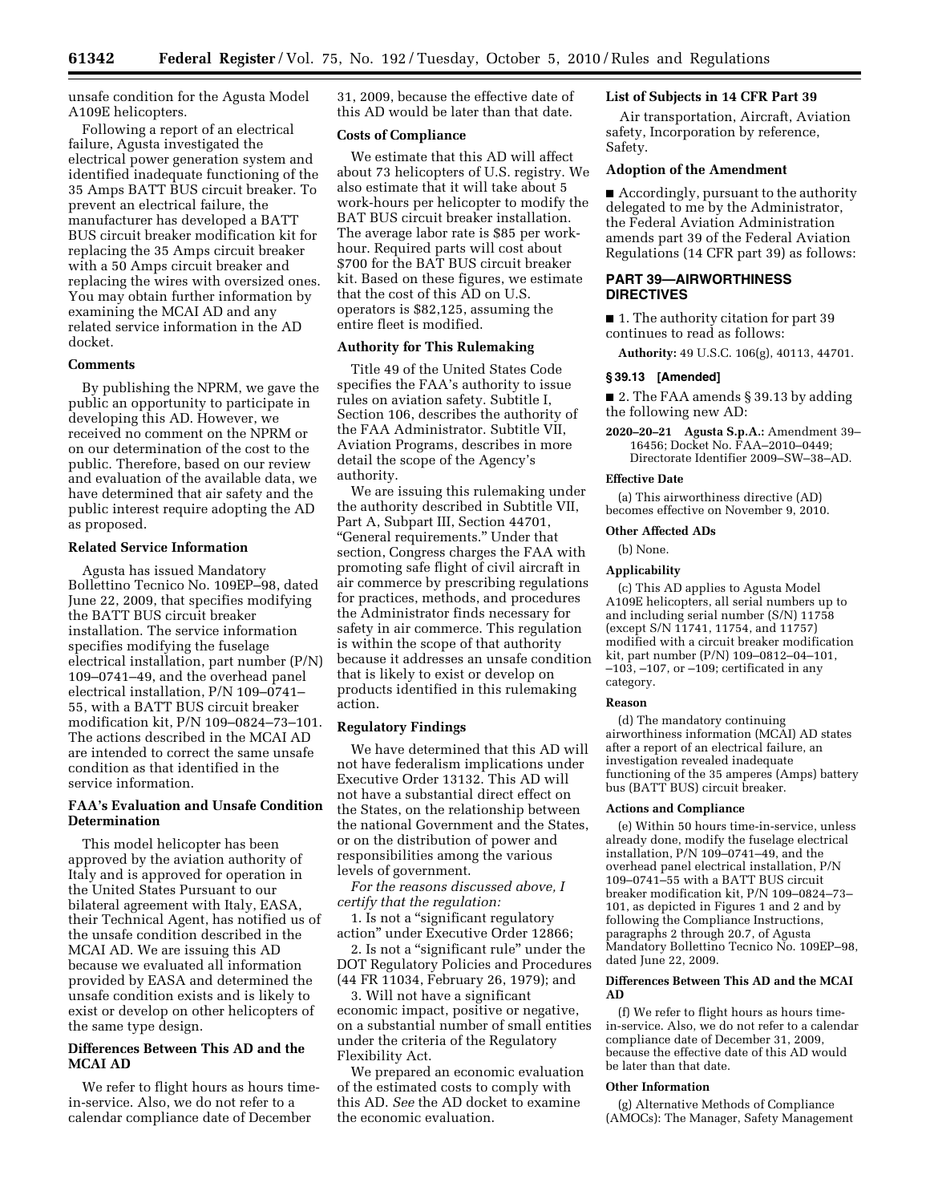unsafe condition for the Agusta Model A109E helicopters.

Following a report of an electrical failure, Agusta investigated the electrical power generation system and identified inadequate functioning of the 35 Amps BATT BUS circuit breaker. To prevent an electrical failure, the manufacturer has developed a BATT BUS circuit breaker modification kit for replacing the 35 Amps circuit breaker with a 50 Amps circuit breaker and replacing the wires with oversized ones. You may obtain further information by examining the MCAI AD and any related service information in the AD docket.

### Comments

By publishing the NPRM, we gave the public an opportunity to participate in developing this AD. However, we received no comment on the NPRM or on our determination of the cost to the public. Therefore, based on our review and evaluation of the available data, we have determined that air safety and the public interest require adopting the AD as proposed.

### Related Service Information

Agusta has issued Mandatory Bollettino Tecnico No. 109EP–98, dated June 22, 2009, that specifies modifying the BATT BUS circuit breaker installation. The service information specifies modifying the fuselage electrical installation, part number (P/N) 109–0741–49, and the overhead panel electrical installation, P/N 109–0741–55, with a BATT BUS circuit breaker modification kit, P/N 109–0824–73–101. The actions described in the MCAI AD are intended to correct the same unsafe condition as that identified in the service information.

### FAA's Evaluation and Unsafe Condition Determination

This model helicopter has been approved by the aviation authority of Italy and is approved for operation in the United States Pursuant to our bilateral agreement with Italy, EASA, their Technical Agent, has notified us of the unsafe condition described in the MCAI AD. We are issuing this AD because we evaluated all information provided by EASA and determined the unsafe condition exists and is likely to exist or develop on other helicopters of the same type design.

### Differences Between This AD and the MCAI AD

We refer to flight hours as hours time-in-service. Also, we do not refer to a calendar compliance date of December 31, 2009, because the effective date of this AD would be later than that date.

### Costs of Compliance

We estimate that this AD will affect about 73 helicopters of U.S. registry. We also estimate that it will take about 5 work-hours per helicopter to modify the BAT BUS circuit breaker installation. The average labor rate is $85 per work-hour. Required parts will cost about $700 for the BAT BUS circuit breaker kit. Based on these figures, we estimate that the cost of this AD on U.S. operators is $82,125, assuming the entire fleet is modified.

### Authority for This Rulemaking

Title 49 of the United States Code specifies the FAA's authority to issue rules on aviation safety. Subtitle I, Section 106, describes the authority of the FAA Administrator. Subtitle VII, Aviation Programs, describes in more detail the scope of the Agency's authority.

We are issuing this rulemaking under the authority described in Subtitle VII, Part A, Subpart III, Section 44701, "General requirements." Under that section, Congress charges the FAA with promoting safe flight of civil aircraft in air commerce by prescribing regulations for practices, methods, and procedures the Administrator finds necessary for safety in air commerce. This regulation is within the scope of that authority because it addresses an unsafe condition that is likely to exist or develop on products identified in this rulemaking action.

### Regulatory Findings

We have determined that this AD will not have federalism implications under Executive Order 13132. This AD will not have a substantial direct effect on the States, on the relationship between the national Government and the States, or on the distribution of power and responsibilities among the various levels of government.

*For the reasons discussed above, I certify that the regulation:*

1. Is not a "significant regulatory action" under Executive Order 12866;
2. Is not a "significant rule" under the DOT Regulatory Policies and Procedures (44 FR 11034, February 26, 1979); and
3. Will not have a significant economic impact, positive or negative, on a substantial number of small entities under the criteria of the Regulatory Flexibility Act.

We prepared an economic evaluation of the estimated costs to comply with this AD. *See* the AD docket to examine the economic evaluation.

### List of Subjects in 14 CFR Part 39

Air transportation, Aircraft, Aviation safety, Incorporation by reference, Safety.

### Adoption of the Amendment

■ Accordingly, pursuant to the authority delegated to me by the Administrator, the Federal Aviation Administration amends part 39 of the Federal Aviation Regulations (14 CFR part 39) as follows:

## PART 39—AIRWORTHINESS DIRECTIVES

■ 1. The authority citation for part 39 continues to read as follows:

**Authority:** 49 U.S.C. 106(g), 40113, 44701.

### § 39.13 [Amended]

■ 2. The FAA amends § 39.13 by adding the following new AD:

**2020–20–21 Agusta S.p.A.:** Amendment 39–16456; Docket No. FAA–2010–0449; Directorate Identifier 2009–SW–38–AD.

#### Effective Date

(a) This airworthiness directive (AD) becomes effective on November 9, 2010.

#### Other Affected ADs

(b) None.

#### Applicability

(c) This AD applies to Agusta Model A109E helicopters, all serial numbers up to and including serial number (S/N) 11758 (except S/N 11741, 11754, and 11757) modified with a circuit breaker modification kit, part number (P/N) 109–0812–04–101, –103, –107, or –109; certificated in any category.

#### Reason

(d) The mandatory continuing airworthiness information (MCAI) AD states after a report of an electrical failure, an investigation revealed inadequate functioning of the 35 amperes (Amps) battery bus (BATT BUS) circuit breaker.

#### Actions and Compliance

(e) Within 50 hours time-in-service, unless already done, modify the fuselage electrical installation, P/N 109–0741–49, and the overhead panel electrical installation, P/N 109–0741–55 with a BATT BUS circuit breaker modification kit, P/N 109–0824–73–101, as depicted in Figures 1 and 2 and by following the Compliance Instructions, paragraphs 2 through 20.7, of Agusta Mandatory Bollettino Tecnico No. 109EP–98, dated June 22, 2009.

#### Differences Between This AD and the MCAI AD

(f) We refer to flight hours as hours time-in-service. Also, we do not refer to a calendar compliance date of December 31, 2009, because the effective date of this AD would be later than that date.

#### Other Information

(g) Alternative Methods of Compliance (AMOCs): The Manager, Safety Management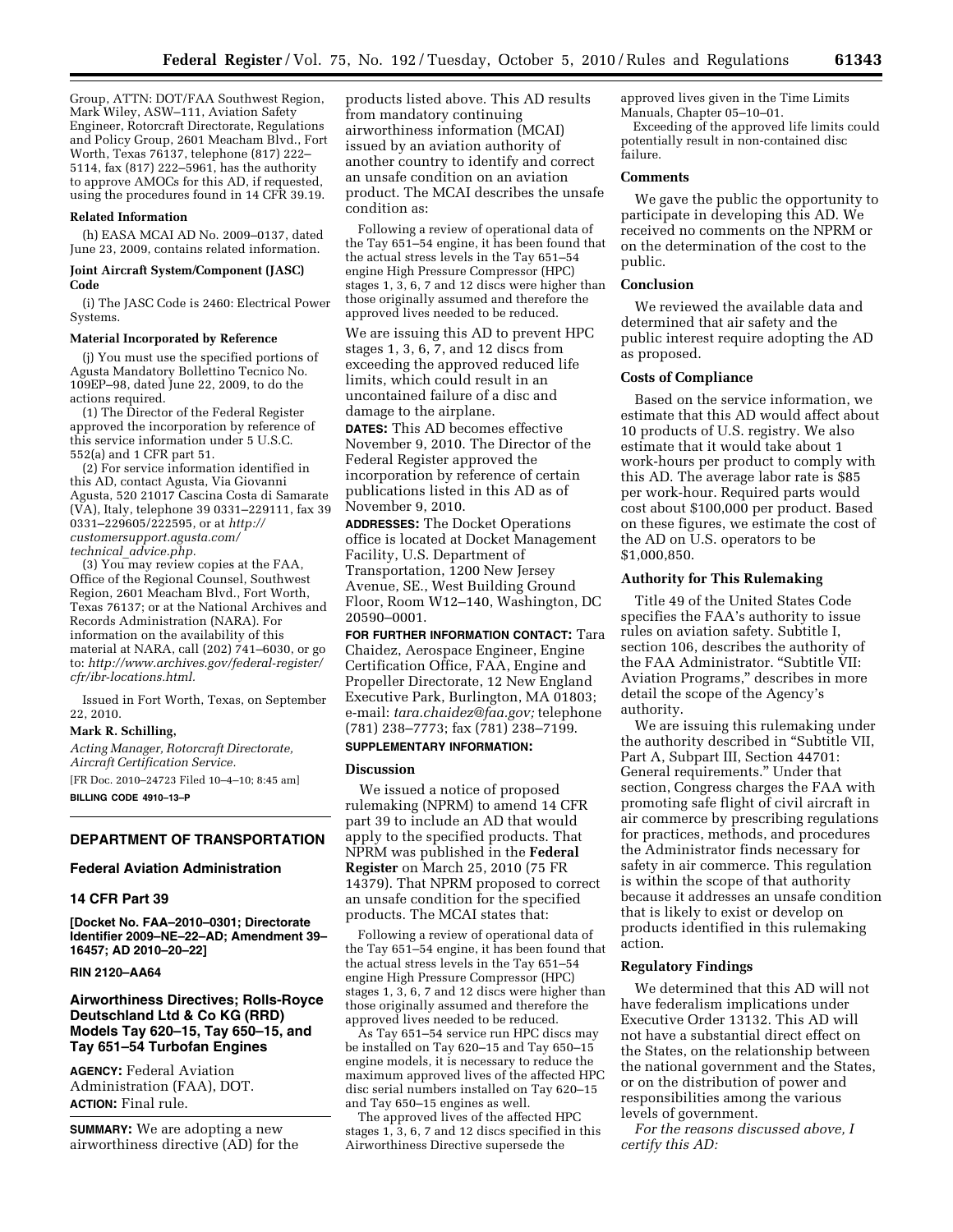Group, ATTN: DOT/FAA Southwest Region, Mark Wiley, ASW–111, Aviation Safety Engineer, Rotorcraft Directorate, Regulations and Policy Group, 2601 Meacham Blvd., Fort Worth, Texas 76137, telephone (817) 222–5114, fax (817) 222–5961, has the authority to approve AMOCs for this AD, if requested, using the procedures found in 14 CFR 39.19.

**Related Information**

(h) EASA MCAI AD No. 2009–0137, dated June 23, 2009, contains related information.

**Joint Aircraft System/Component (JASC) Code**

(i) The JASC Code is 2460: Electrical Power Systems.

**Material Incorporated by Reference**

(j) You must use the specified portions of Agusta Mandatory Bollettino Tecnico No. 109EP–98, dated June 22, 2009, to do the actions required.

(1) The Director of the Federal Register approved the incorporation by reference of this service information under 5 U.S.C. 552(a) and 1 CFR part 51.

(2) For service information identified in this AD, contact Agusta, Via Giovanni Agusta, 520 21017 Cascina Costa di Samarate (VA), Italy, telephone 39 0331–229111, fax 39 0331–229605/222595, or at *http://customersupport.agusta.com/technical_advice.php.*

(3) You may review copies at the FAA, Office of the Regional Counsel, Southwest Region, 2601 Meacham Blvd., Fort Worth, Texas 76137; or at the National Archives and Records Administration (NARA). For information on the availability of this material at NARA, call (202) 741–6030, or go to: *http://www.archives.gov/federal-register/cfr/ibr-locations.html.*

Issued in Fort Worth, Texas, on September 22, 2010.

**Mark R. Schilling,**

*Acting Manager, Rotorcraft Directorate, Aircraft Certification Service.*

[FR Doc. 2010–24723 Filed 10–4–10; 8:45 am]

**BILLING CODE 4910–13–P**

---

## DEPARTMENT OF TRANSPORTATION

### Federal Aviation Administration

### 14 CFR Part 39

**[Docket No. FAA–2010–0301; Directorate Identifier 2009–NE–22–AD; Amendment 39–16457; AD 2010–20–22]**

**RIN 2120–AA64**

## Airworthiness Directives; Rolls-Royce Deutschland Ltd & Co KG (RRD) Models Tay 620–15, Tay 650–15, and Tay 651–54 Turbofan Engines

**AGENCY:** Federal Aviation Administration (FAA), DOT.

**ACTION:** Final rule.

**SUMMARY:** We are adopting a new airworthiness directive (AD) for the products listed above. This AD results from mandatory continuing airworthiness information (MCAI) issued by an aviation authority of another country to identify and correct an unsafe condition on an aviation product. The MCAI describes the unsafe condition as:

> Following a review of operational data of the Tay 651–54 engine, it has been found that the actual stress levels in the Tay 651–54 engine High Pressure Compressor (HPC) stages 1, 3, 6, 7 and 12 discs were higher than those originally assumed and therefore the approved lives needed to be reduced.

We are issuing this AD to prevent HPC stages 1, 3, 6, 7, and 12 discs from exceeding the approved reduced life limits, which could result in an uncontained failure of a disc and damage to the airplane.

**DATES:** This AD becomes effective November 9, 2010. The Director of the Federal Register approved the incorporation by reference of certain publications listed in this AD as of November 9, 2010.

**ADDRESSES:** The Docket Operations office is located at Docket Management Facility, U.S. Department of Transportation, 1200 New Jersey Avenue, SE., West Building Ground Floor, Room W12–140, Washington, DC 20590–0001.

**FOR FURTHER INFORMATION CONTACT:** Tara Chaidez, Aerospace Engineer, Engine Certification Office, FAA, Engine and Propeller Directorate, 12 New England Executive Park, Burlington, MA 01803; e-mail: *tara.chaidez@faa.gov;* telephone (781) 238–7773; fax (781) 238–7199.

**SUPPLEMENTARY INFORMATION:**

**Discussion**

We issued a notice of proposed rulemaking (NPRM) to amend 14 CFR part 39 to include an AD that would apply to the specified products. That NPRM was published in the **Federal Register** on March 25, 2010 (75 FR 14379). That NPRM proposed to correct an unsafe condition for the specified products. The MCAI states that:

> Following a review of operational data of the Tay 651–54 engine, it has been found that the actual stress levels in the Tay 651–54 engine High Pressure Compressor (HPC) stages 1, 3, 6, 7 and 12 discs were higher than those originally assumed and therefore the approved lives needed to be reduced.
>
> As Tay 651–54 service run HPC discs may be installed on Tay 620–15 and Tay 650–15 engine models, it is necessary to reduce the maximum approved lives of the affected HPC disc serial numbers installed on Tay 620–15 and Tay 650–15 engines as well.
>
> The approved lives of the affected HPC stages 1, 3, 6, 7 and 12 discs specified in this Airworthiness Directive supersede the approved lives given in the Time Limits Manuals, Chapter 05–10–01.
>
> Exceeding of the approved life limits could potentially result in non-contained disc failure.

**Comments**

We gave the public the opportunity to participate in developing this AD. We received no comments on the NPRM or on the determination of the cost to the public.

**Conclusion**

We reviewed the available data and determined that air safety and the public interest require adopting the AD as proposed.

**Costs of Compliance**

Based on the service information, we estimate that this AD would affect about 10 products of U.S. registry. We also estimate that it would take about 1 work-hours per product to comply with this AD. The average labor rate is $85 per work-hour. Required parts would cost about $100,000 per product. Based on these figures, we estimate the cost of the AD on U.S. operators to be $1,000,850.

**Authority for This Rulemaking**

Title 49 of the United States Code specifies the FAA's authority to issue rules on aviation safety. Subtitle I, section 106, describes the authority of the FAA Administrator. "Subtitle VII: Aviation Programs," describes in more detail the scope of the Agency's authority.

We are issuing this rulemaking under the authority described in "Subtitle VII, Part A, Subpart III, Section 44701: General requirements." Under that section, Congress charges the FAA with promoting safe flight of civil aircraft in air commerce by prescribing regulations for practices, methods, and procedures the Administrator finds necessary for safety in air commerce. This regulation is within the scope of that authority because it addresses an unsafe condition that is likely to exist or develop on products identified in this rulemaking action.

**Regulatory Findings**

We determined that this AD will not have federalism implications under Executive Order 13132. This AD will not have a substantial direct effect on the States, on the relationship between the national government and the States, or on the distribution of power and responsibilities among the various levels of government.

*For the reasons discussed above, I certify this AD:*